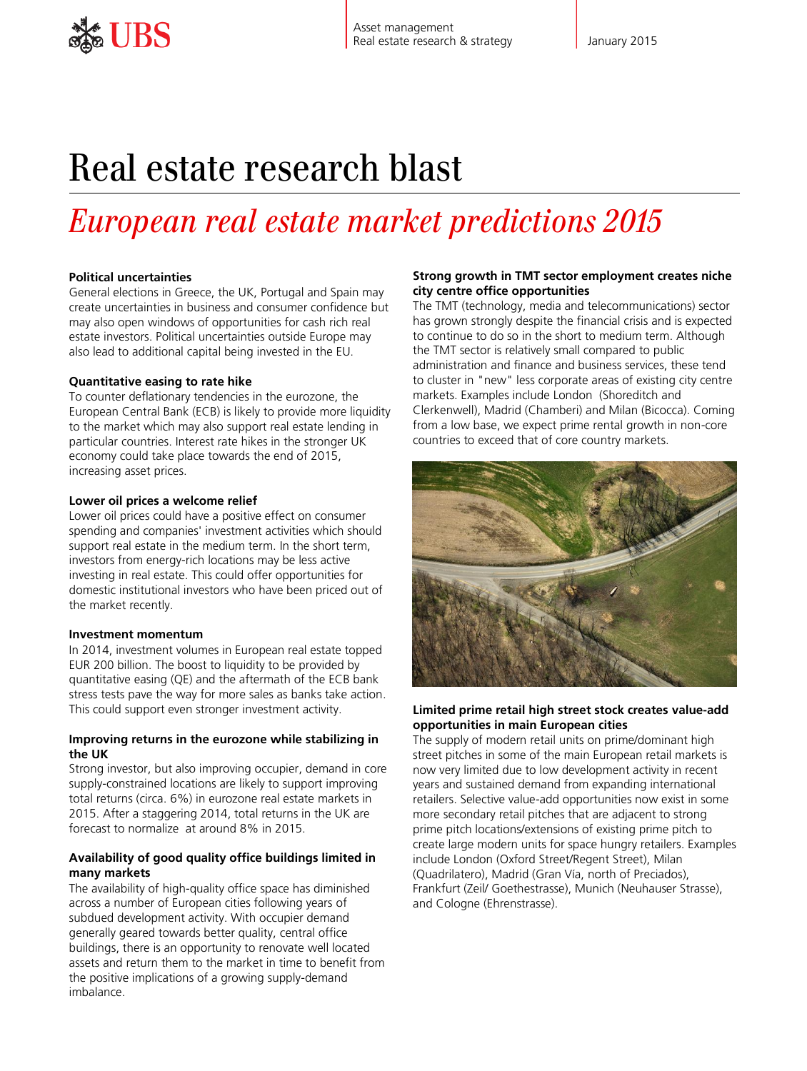# Real estate research blast

## *European real estate market predictions 2015*

**Political uncertainties**

General elections in Greece, the UK, Portugal and Spain may create uncertainties in business and consumer confidence but may also open windows of opportunities for cash rich real estate investors. Political uncertainties outside Europe may also lead to additional capital being invested in the EU.

**Quantitative easing to rate hike**

To counter deflationary tendencies in the eurozone, the European Central Bank (ECB) is likely to provide more liquidity to the market which may also support real estate lending in particular countries. Interest rate hikes in the stronger UK economy could take place towards the end of 2015, increasing asset prices.

**Lower oil prices a welcome relief**

Lower oil prices could have a positive effect on consumer spending and companies' investment activities which should support real estate in the medium term. In the short term, investors from energy-rich locations may be less active investing in real estate. This could offer opportunities for domestic institutional investors who have been priced out of the market recently.

**Investment momentum**

In 2014, investment volumes in European real estate topped EUR 200 billion. The boost to liquidity to be provided by quantitative easing (QE) and the aftermath of the ECB bank stress tests pave the way for more sales as banks take action. This could support even stronger investment activity.

**Improving returns in the eurozone while stabilizing in the UK**

Strong investor, but also improving occupier, demand in core supply-constrained locations are likely to support improving total returns (circa. 6%) in eurozone real estate markets in 2015. After a staggering 2014, total returns in the UK are forecast to normalize at around 8% in 2015.

**Availability of good quality office buildings limited in many markets**

The availability of high-quality office space has diminished across a number of European cities following years of subdued development activity. With occupier demand generally geared towards better quality, central office buildings, there is an opportunity to renovate well located assets and return them to the market in time to benefit from the positive implications of a growing supply-demand imbalance.

**Strong growth in TMT sector employment creates niche city centre office opportunities**

The TMT (technology, media and telecommunications) sector has grown strongly despite the financial crisis and is expected to continue to do so in the short to medium term. Although the TMT sector is relatively small compared to public administration and finance and business services, these tend to cluster in "new" less corporate areas of existing city centre markets. Examples include London (Shoreditch and Clerkenwell), Madrid (Chamberi) and Milan (Bicocca). Coming from a low base, we expect prime rental growth in non-core countries to exceed that of core country markets.

**Limited prime retail high street stock creates value-add opportunities in main European cities**

The supply of modern retail units on prime/dominant high street pitches in some of the main European retail markets is now very limited due to low development activity in recent years and sustained demand from expanding international retailers. Selective value-add opportunities now exist in some more secondary retail pitches that are adjacent to strong prime pitch locations/extensions of existing prime pitch to create large modern units for space hungry retailers. Examples include London (Oxford Street/Regent Street), Milan (Quadrilatero), Madrid (Gran Vía, north of Preciados), Frankfurt (Zeil/ Goethestrasse), Munich (Neuhauser Strasse), and Cologne (Ehrenstrasse).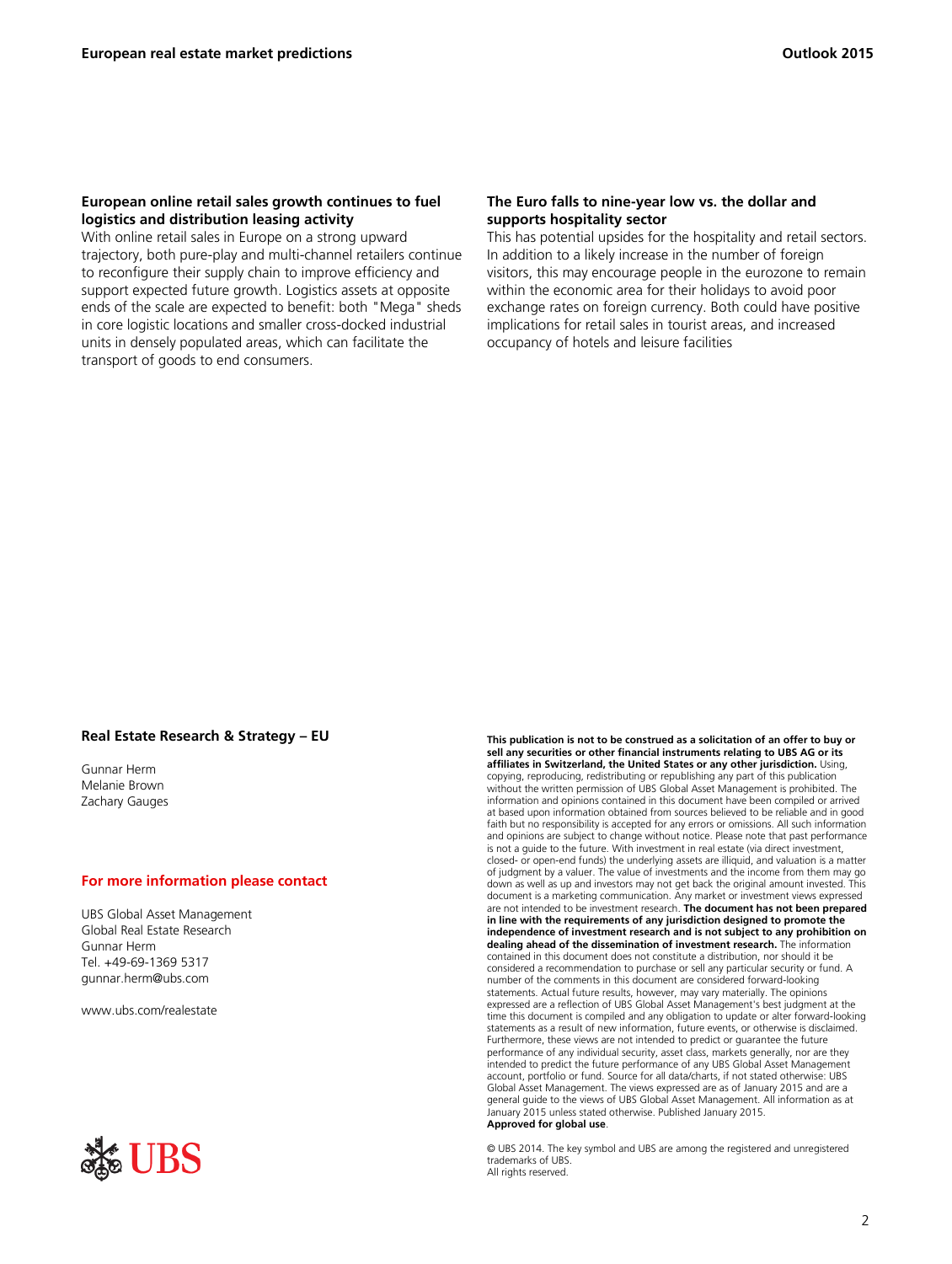### European online retail sales growth continues to fuel logistics and distribution leasing activity

With online retail sales in Europe on a strong upward trajectory, both pure-play and multi-channel retailers continue to reconfigure their supply chain to improve efficiency and support expected future growth. Logistics assets at opposite ends of the scale are expected to benefit: both "Mega" sheds in core logistic locations and smaller cross-docked industrial units in densely populated areas, which can facilitate the transport of goods to end consumers.

### The Euro falls to nine-year low vs. the dollar and supports hospitality sector

This has potential upsides for the hospitality and retail sectors. In addition to a likely increase in the number of foreign visitors, this may encourage people in the eurozone to remain within the economic area for their holidays to avoid poor exchange rates on foreign currency. Both could have positive implications for retail sales in tourist areas, and increased occupancy of hotels and leisure facilities

**Real Estate Research & Strategy – EU**

Gunnar Herm
Melanie Brown
Zachary Gauges

**For more information please contact**

UBS Global Asset Management
Global Real Estate Research
Gunnar Herm
Tel. +49-69-1369 5317
gunnar.herm@ubs.com

www.ubs.com/realestate

**This publication is not to be construed as a solicitation of an offer to buy or sell any securities or other financial instruments relating to UBS AG or its affiliates in Switzerland, the United States or any other jurisdiction.** Using, copying, reproducing, redistributing or republishing any part of this publication without the written permission of UBS Global Asset Management is prohibited. The information and opinions contained in this document have been compiled or arrived at based upon information obtained from sources believed to be reliable and in good faith but no responsibility is accepted for any errors or omissions. All such information and opinions are subject to change without notice. Please note that past performance is not a guide to the future. With investment in real estate (via direct investment, closed- or open-end funds) the underlying assets are illiquid, and valuation is a matter of judgment by a valuer. The value of investments and the income from them may go down as well as up and investors may not get back the original amount invested. This document is a marketing communication. Any market or investment views expressed are not intended to be investment research. **The document has not been prepared in line with the requirements of any jurisdiction designed to promote the independence of investment research and is not subject to any prohibition on dealing ahead of the dissemination of investment research.** The information contained in this document does not constitute a distribution, nor should it be considered a recommendation to purchase or sell any particular security or fund. A number of the comments in this document are considered forward-looking statements. Actual future results, however, may vary materially. The opinions expressed are a reflection of UBS Global Asset Management's best judgment at the time this document is compiled and any obligation to update or alter forward-looking statements as a result of new information, future events, or otherwise is disclaimed. Furthermore, these views are not intended to predict or guarantee the future performance of any individual security, asset class, markets generally, nor are they intended to predict the future performance of any UBS Global Asset Management account, portfolio or fund. Source for all data/charts, if not stated otherwise: UBS Global Asset Management. The views expressed are as of January 2015 and are a general guide to the views of UBS Global Asset Management. All information as at January 2015 unless stated otherwise. Published January 2015.
**Approved for global use**.

© UBS 2014. The key symbol and UBS are among the registered and unregistered trademarks of UBS.
All rights reserved.

UBS